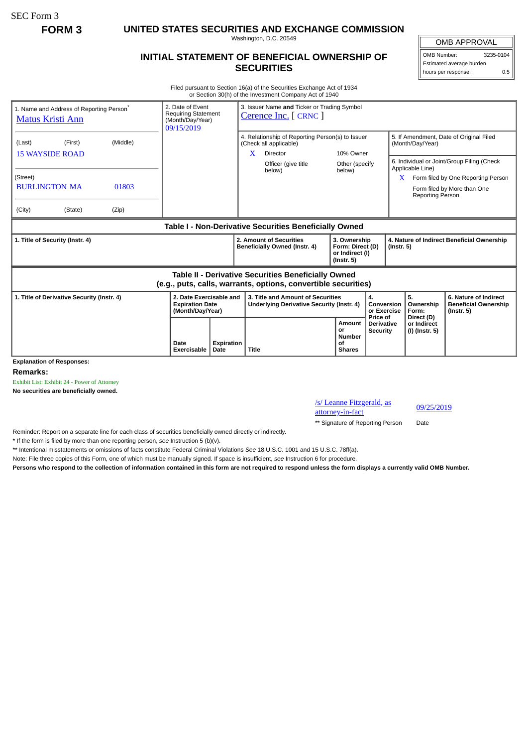SEC Form 3

**FORM 3**

# UNITED STATES SECURITIES AND EXCHANGE COMMISSION

Washington, D.C. 20549

## INITIAL STATEMENT OF BENEFICIAL OWNERSHIP OF SECURITIES

| OMB APPROVAL | |
|---|---|
| OMB Number: | 3235-0104 |
| Estimated average burden | |
| hours per response: | 0.5 |

Filed pursuant to Section 16(a) of the Securities Exchange Act of 1934
or Section 30(h) of the Investment Company Act of 1940

| 1. Name and Address of Reporting Person* | 2. Date of Event Requiring Statement (Month/Day/Year) | 3. Issuer Name **and** Ticker or Trading Symbol |
|---|---|---|
| Matus Kristi Ann | 09/15/2019 | Cerence Inc. [ CRNC ] |
| (Last) (First) (Middle)<br>15 WAYSIDE ROAD | | 4. Relationship of Reporting Person(s) to Issuer (Check all applicable)<br>X Director<br>10% Owner<br>Officer (give title below)<br>Other (specify below) |
| (Street)<br>BURLINGTON MA 01803 | | 5. If Amendment, Date of Original Filed (Month/Day/Year) |
| (City) (State) (Zip) | | 6. Individual or Joint/Group Filing (Check Applicable Line)<br>X Form filed by One Reporting Person<br>Form filed by More than One Reporting Person |

### Table I - Non-Derivative Securities Beneficially Owned

| 1. Title of Security (Instr. 4) | 2. Amount of Securities Beneficially Owned (Instr. 4) | 3. Ownership Form: Direct (D) or Indirect (I) (Instr. 5) | 4. Nature of Indirect Beneficial Ownership (Instr. 5) |
|---|---|---|---|

### Table II - Derivative Securities Beneficially Owned (e.g., puts, calls, warrants, options, convertible securities)

| 1. Title of Derivative Security (Instr. 4) | 2. Date Exercisable and Expiration Date (Month/Day/Year) | | 3. Title and Amount of Securities Underlying Derivative Security (Instr. 4) | | 4. Conversion or Exercise Price of Derivative Security | 5. Ownership Form: Direct (D) or Indirect (I) (Instr. 5) | 6. Nature of Indirect Beneficial Ownership (Instr. 5) |
|---|---|---|---|---|---|---|---|
| | Date Exercisable | Expiration Date | Title | Amount or Number of Shares | | | |

**Explanation of Responses:**

**Remarks:**

Exhibit List: Exhibit 24 - Power of Attorney

**No securities are beneficially owned.**

| /s/ Leanne Fitzgerald, as attorney-in-fact | 09/25/2019 |
|---|---|
| ** Signature of Reporting Person | Date |

Reminder: Report on a separate line for each class of securities beneficially owned directly or indirectly.

* If the form is filed by more than one reporting person, *see* Instruction 5 (b)(v).

** Intentional misstatements or omissions of facts constitute Federal Criminal Violations *See* 18 U.S.C. 1001 and 15 U.S.C. 78ff(a).

Note: File three copies of this Form, one of which must be manually signed. If space is insufficient, *see* Instruction 6 for procedure.

**Persons who respond to the collection of information contained in this form are not required to respond unless the form displays a currently valid OMB Number.**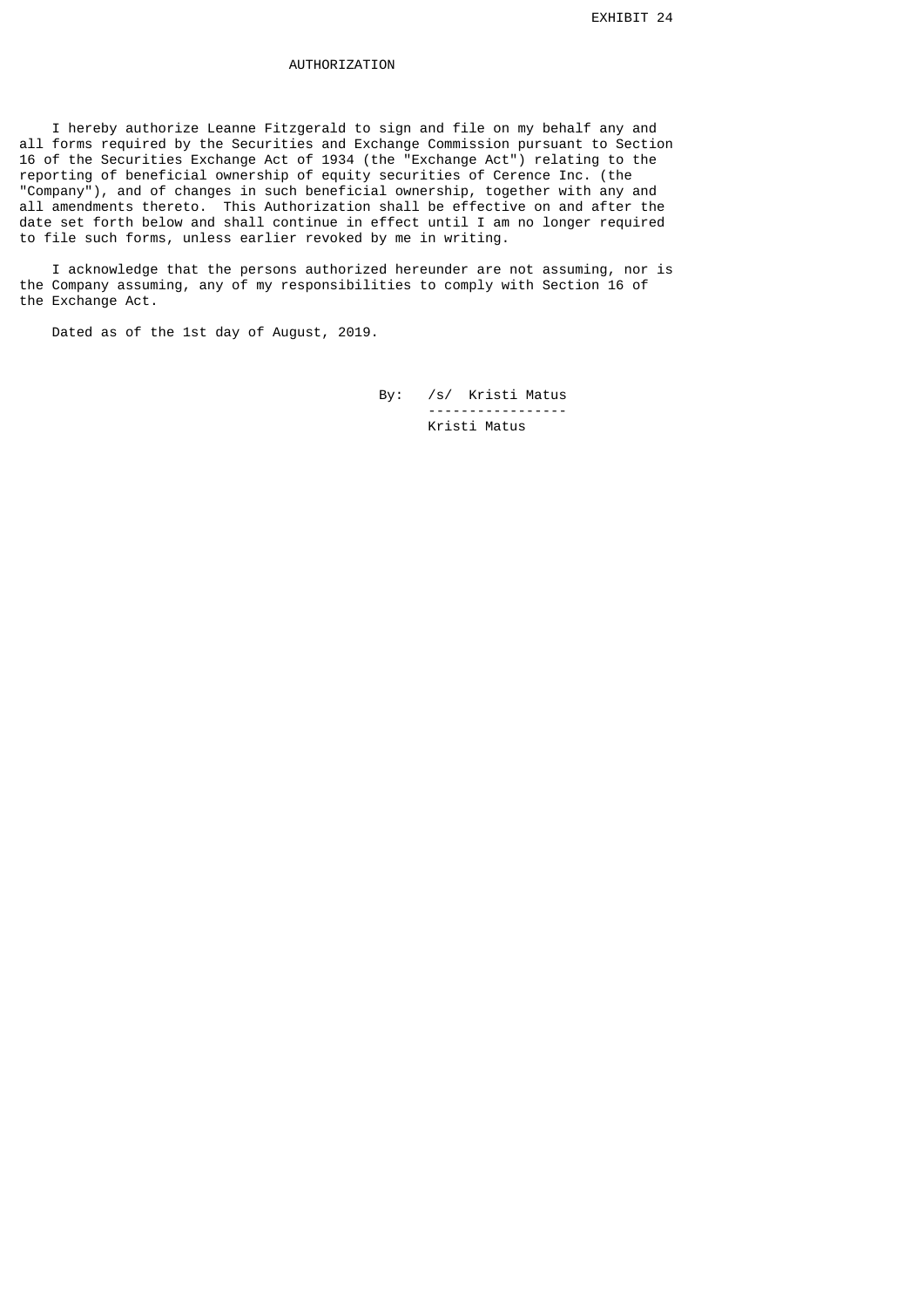EXHIBIT 24

# AUTHORIZATION

I hereby authorize Leanne Fitzgerald to sign and file on my behalf any and all forms required by the Securities and Exchange Commission pursuant to Section 16 of the Securities Exchange Act of 1934 (the "Exchange Act") relating to the reporting of beneficial ownership of equity securities of Cerence Inc. (the "Company"), and of changes in such beneficial ownership, together with any and all amendments thereto. This Authorization shall be effective on and after the date set forth below and shall continue in effect until I am no longer required to file such forms, unless earlier revoked by me in writing.

I acknowledge that the persons authorized hereunder are not assuming, nor is the Company assuming, any of my responsibilities to comply with Section 16 of the Exchange Act.

Dated as of the 1st day of August, 2019.

By: /s/ Kristi Matus

-----------------

Kristi Matus